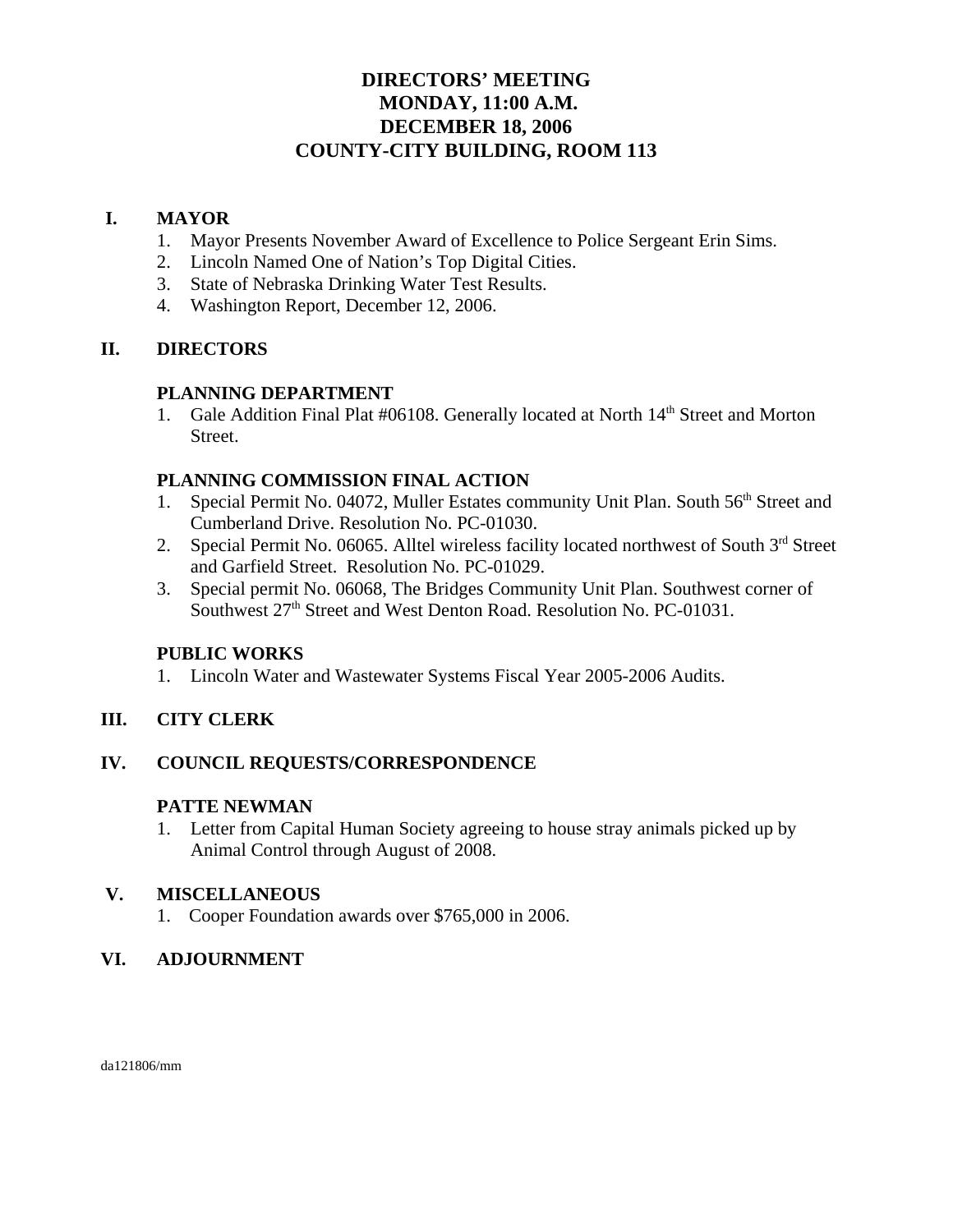# DIRECTORS' MEETING
# MONDAY, 11:00 A.M.
# DECEMBER 18, 2006
# COUNTY-CITY BUILDING, ROOM 113

## I. MAYOR

1. Mayor Presents November Award of Excellence to Police Sergeant Erin Sims.
2. Lincoln Named One of Nation's Top Digital Cities.
3. State of Nebraska Drinking Water Test Results.
4. Washington Report, December 12, 2006.

## II. DIRECTORS

### PLANNING DEPARTMENT

1. Gale Addition Final Plat #06108. Generally located at North 14th Street and Morton Street.

### PLANNING COMMISSION FINAL ACTION

1. Special Permit No. 04072, Muller Estates community Unit Plan. South 56th Street and Cumberland Drive. Resolution No. PC-01030.
2. Special Permit No. 06065. Alltel wireless facility located northwest of South 3rd Street and Garfield Street. Resolution No. PC-01029.
3. Special permit No. 06068, The Bridges Community Unit Plan. Southwest corner of Southwest 27th Street and West Denton Road. Resolution No. PC-01031.

### PUBLIC WORKS

1. Lincoln Water and Wastewater Systems Fiscal Year 2005-2006 Audits.

## III. CITY CLERK

## IV. COUNCIL REQUESTS/CORRESPONDENCE

### PATTE NEWMAN

1. Letter from Capital Human Society agreeing to house stray animals picked up by Animal Control through August of 2008.

## V. MISCELLANEOUS

1. Cooper Foundation awards over $765,000 in 2006.

## VI. ADJOURNMENT

da121806/mm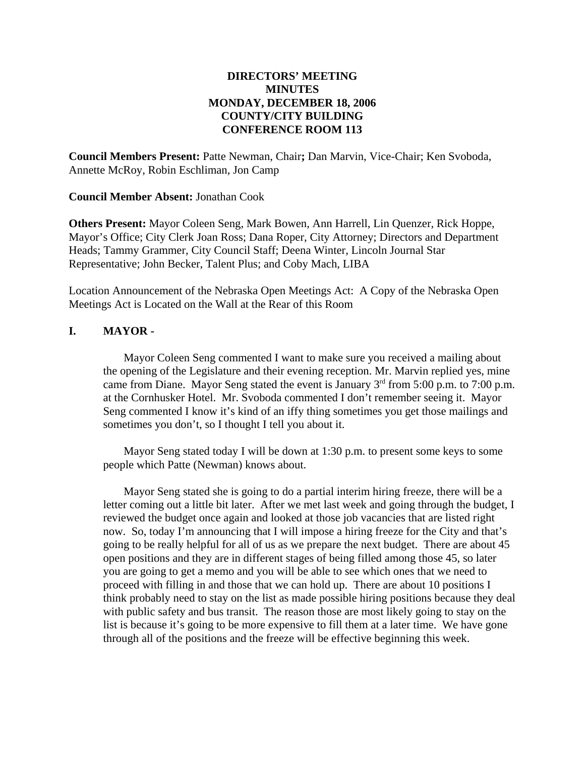**DIRECTORS' MEETING**
**MINUTES**
**MONDAY, DECEMBER 18, 2006**
**COUNTY/CITY BUILDING**
**CONFERENCE ROOM 113**

**Council Members Present:** Patte Newman, Chair**;** Dan Marvin, Vice-Chair; Ken Svoboda, Annette McRoy, Robin Eschliman, Jon Camp

**Council Member Absent:** Jonathan Cook

**Others Present:** Mayor Coleen Seng, Mark Bowen, Ann Harrell, Lin Quenzer, Rick Hoppe, Mayor's Office; City Clerk Joan Ross; Dana Roper, City Attorney; Directors and Department Heads; Tammy Grammer, City Council Staff; Deena Winter, Lincoln Journal Star Representative; John Becker, Talent Plus; and Coby Mach, LIBA

Location Announcement of the Nebraska Open Meetings Act: A Copy of the Nebraska Open Meetings Act is Located on the Wall at the Rear of this Room

## I. MAYOR -

Mayor Coleen Seng commented I want to make sure you received a mailing about the opening of the Legislature and their evening reception. Mr. Marvin replied yes, mine came from Diane. Mayor Seng stated the event is January 3rd from 5:00 p.m. to 7:00 p.m. at the Cornhusker Hotel. Mr. Svoboda commented I don't remember seeing it. Mayor Seng commented I know it's kind of an iffy thing sometimes you get those mailings and sometimes you don't, so I thought I tell you about it.

Mayor Seng stated today I will be down at 1:30 p.m. to present some keys to some people which Patte (Newman) knows about.

Mayor Seng stated she is going to do a partial interim hiring freeze, there will be a letter coming out a little bit later. After we met last week and going through the budget, I reviewed the budget once again and looked at those job vacancies that are listed right now. So, today I'm announcing that I will impose a hiring freeze for the City and that's going to be really helpful for all of us as we prepare the next budget. There are about 45 open positions and they are in different stages of being filled among those 45, so later you are going to get a memo and you will be able to see which ones that we need to proceed with filling in and those that we can hold up. There are about 10 positions I think probably need to stay on the list as made possible hiring positions because they deal with public safety and bus transit. The reason those are most likely going to stay on the list is because it's going to be more expensive to fill them at a later time. We have gone through all of the positions and the freeze will be effective beginning this week.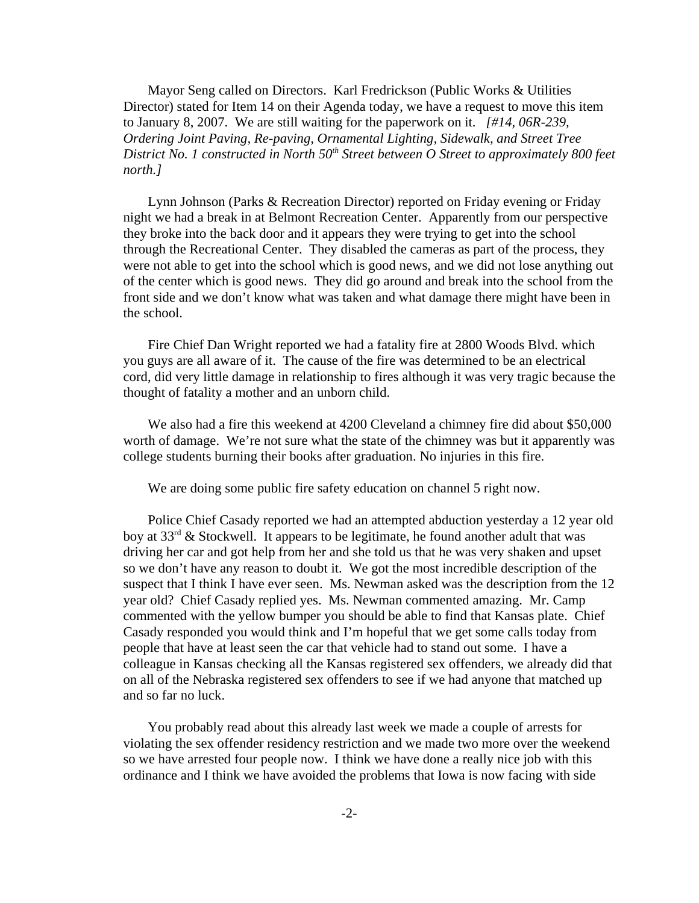Mayor Seng called on Directors. Karl Fredrickson (Public Works & Utilities Director) stated for Item 14 on their Agenda today, we have a request to move this item to January 8, 2007. We are still waiting for the paperwork on it. *[#14, 06R-239, Ordering Joint Paving, Re-paving, Ornamental Lighting, Sidewalk, and Street Tree District No. 1 constructed in North 50th Street between O Street to approximately 800 feet north.]*

Lynn Johnson (Parks & Recreation Director) reported on Friday evening or Friday night we had a break in at Belmont Recreation Center. Apparently from our perspective they broke into the back door and it appears they were trying to get into the school through the Recreational Center. They disabled the cameras as part of the process, they were not able to get into the school which is good news, and we did not lose anything out of the center which is good news. They did go around and break into the school from the front side and we don't know what was taken and what damage there might have been in the school.

Fire Chief Dan Wright reported we had a fatality fire at 2800 Woods Blvd. which you guys are all aware of it. The cause of the fire was determined to be an electrical cord, did very little damage in relationship to fires although it was very tragic because the thought of fatality a mother and an unborn child.

We also had a fire this weekend at 4200 Cleveland a chimney fire did about $50,000 worth of damage. We're not sure what the state of the chimney was but it apparently was college students burning their books after graduation. No injuries in this fire.

We are doing some public fire safety education on channel 5 right now.

Police Chief Casady reported we had an attempted abduction yesterday a 12 year old boy at 33rd & Stockwell. It appears to be legitimate, he found another adult that was driving her car and got help from her and she told us that he was very shaken and upset so we don't have any reason to doubt it. We got the most incredible description of the suspect that I think I have ever seen. Ms. Newman asked was the description from the 12 year old? Chief Casady replied yes. Ms. Newman commented amazing. Mr. Camp commented with the yellow bumper you should be able to find that Kansas plate. Chief Casady responded you would think and I'm hopeful that we get some calls today from people that have at least seen the car that vehicle had to stand out some. I have a colleague in Kansas checking all the Kansas registered sex offenders, we already did that on all of the Nebraska registered sex offenders to see if we had anyone that matched up and so far no luck.

You probably read about this already last week we made a couple of arrests for violating the sex offender residency restriction and we made two more over the weekend so we have arrested four people now. I think we have done a really nice job with this ordinance and I think we have avoided the problems that Iowa is now facing with side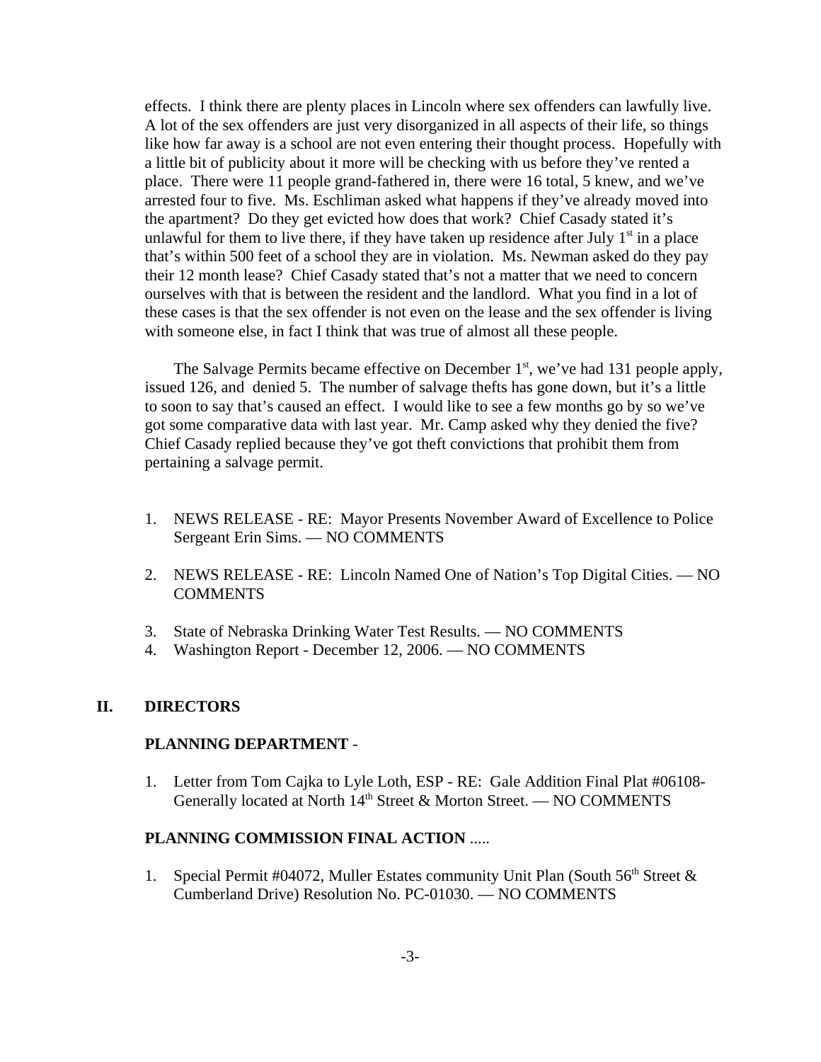effects. I think there are plenty places in Lincoln where sex offenders can lawfully live. A lot of the sex offenders are just very disorganized in all aspects of their life, so things like how far away is a school are not even entering their thought process. Hopefully with a little bit of publicity about it more will be checking with us before they've rented a place. There were 11 people grand-fathered in, there were 16 total, 5 knew, and we've arrested four to five. Ms. Eschliman asked what happens if they've already moved into the apartment? Do they get evicted how does that work? Chief Casady stated it's unlawful for them to live there, if they have taken up residence after July 1st in a place that's within 500 feet of a school they are in violation. Ms. Newman asked do they pay their 12 month lease? Chief Casady stated that's not a matter that we need to concern ourselves with that is between the resident and the landlord. What you find in a lot of these cases is that the sex offender is not even on the lease and the sex offender is living with someone else, in fact I think that was true of almost all these people.

The Salvage Permits became effective on December 1st, we've had 131 people apply, issued 126, and denied 5. The number of salvage thefts has gone down, but it's a little to soon to say that's caused an effect. I would like to see a few months go by so we've got some comparative data with last year. Mr. Camp asked why they denied the five? Chief Casady replied because they've got theft convictions that prohibit them from pertaining a salvage permit.

1. NEWS RELEASE - RE: Mayor Presents November Award of Excellence to Police Sergeant Erin Sims. — NO COMMENTS

2. NEWS RELEASE - RE: Lincoln Named One of Nation's Top Digital Cities. — NO COMMENTS

3. State of Nebraska Drinking Water Test Results. — NO COMMENTS
4. Washington Report - December 12, 2006. — NO COMMENTS

## II. DIRECTORS

### PLANNING DEPARTMENT -

1. Letter from Tom Cajka to Lyle Loth, ESP - RE: Gale Addition Final Plat #06108-Generally located at North 14th Street & Morton Street. — NO COMMENTS

### PLANNING COMMISSION FINAL ACTION .....

1. Special Permit #04072, Muller Estates community Unit Plan (South 56th Street & Cumberland Drive) Resolution No. PC-01030. — NO COMMENTS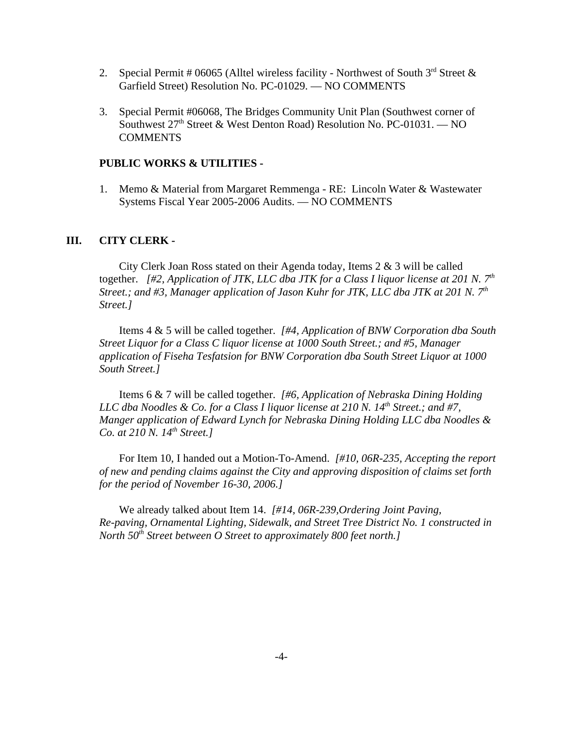2. Special Permit # 06065 (Alltel wireless facility - Northwest of South 3rd Street & Garfield Street) Resolution No. PC-01029. — NO COMMENTS

3. Special Permit #06068, The Bridges Community Unit Plan (Southwest corner of Southwest 27th Street & West Denton Road) Resolution No. PC-01031. — NO COMMENTS

**PUBLIC WORKS & UTILITIES -**

1. Memo & Material from Margaret Remmenga - RE: Lincoln Water & Wastewater Systems Fiscal Year 2005-2006 Audits. — NO COMMENTS

## III. CITY CLERK -

City Clerk Joan Ross stated on their Agenda today, Items 2 & 3 will be called together. *[#2, Application of JTK, LLC dba JTK for a Class I liquor license at 201 N. 7th Street.; and #3, Manager application of Jason Kuhr for JTK, LLC dba JTK at 201 N. 7th Street.]*

Items 4 & 5 will be called together. *[#4, Application of BNW Corporation dba South Street Liquor for a Class C liquor license at 1000 South Street.; and #5, Manager application of Fiseha Tesfatsion for BNW Corporation dba South Street Liquor at 1000 South Street.]*

Items 6 & 7 will be called together. *[#6, Application of Nebraska Dining Holding LLC dba Noodles & Co. for a Class I liquor license at 210 N. 14th Street.; and #7, Manger application of Edward Lynch for Nebraska Dining Holding LLC dba Noodles & Co. at 210 N. 14th Street.]*

For Item 10, I handed out a Motion-To-Amend. *[#10, 06R-235, Accepting the report of new and pending claims against the City and approving disposition of claims set forth for the period of November 16-30, 2006.]*

We already talked about Item 14. *[#14, 06R-239,Ordering Joint Paving, Re-paving, Ornamental Lighting, Sidewalk, and Street Tree District No. 1 constructed in North 50th Street between O Street to approximately 800 feet north.]*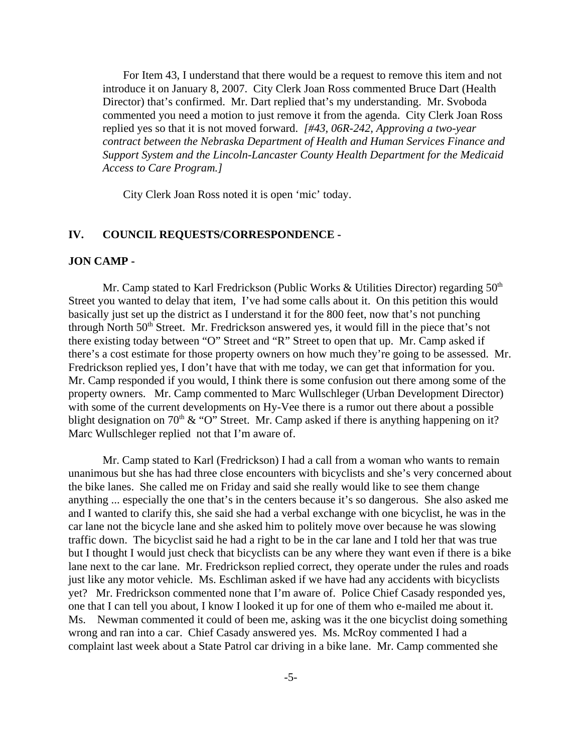For Item 43, I understand that there would be a request to remove this item and not introduce it on January 8, 2007. City Clerk Joan Ross commented Bruce Dart (Health Director) that's confirmed. Mr. Dart replied that's my understanding. Mr. Svoboda commented you need a motion to just remove it from the agenda. City Clerk Joan Ross replied yes so that it is not moved forward. *[#43, 06R-242, Approving a two-year contract between the Nebraska Department of Health and Human Services Finance and Support System and the Lincoln-Lancaster County Health Department for the Medicaid Access to Care Program.]*

City Clerk Joan Ross noted it is open 'mic' today.

## IV. COUNCIL REQUESTS/CORRESPONDENCE -

### JON CAMP -

Mr. Camp stated to Karl Fredrickson (Public Works & Utilities Director) regarding 50th Street you wanted to delay that item, I've had some calls about it. On this petition this would basically just set up the district as I understand it for the 800 feet, now that's not punching through North 50th Street. Mr. Fredrickson answered yes, it would fill in the piece that's not there existing today between "O" Street and "R" Street to open that up. Mr. Camp asked if there's a cost estimate for those property owners on how much they're going to be assessed. Mr. Fredrickson replied yes, I don't have that with me today, we can get that information for you. Mr. Camp responded if you would, I think there is some confusion out there among some of the property owners. Mr. Camp commented to Marc Wullschleger (Urban Development Director) with some of the current developments on Hy-Vee there is a rumor out there about a possible blight designation on 70th & "O" Street. Mr. Camp asked if there is anything happening on it? Marc Wullschleger replied not that I'm aware of.

Mr. Camp stated to Karl (Fredrickson) I had a call from a woman who wants to remain unanimous but she has had three close encounters with bicyclists and she's very concerned about the bike lanes. She called me on Friday and said she really would like to see them change anything ... especially the one that's in the centers because it's so dangerous. She also asked me and I wanted to clarify this, she said she had a verbal exchange with one bicyclist, he was in the car lane not the bicycle lane and she asked him to politely move over because he was slowing traffic down. The bicyclist said he had a right to be in the car lane and I told her that was true but I thought I would just check that bicyclists can be any where they want even if there is a bike lane next to the car lane. Mr. Fredrickson replied correct, they operate under the rules and roads just like any motor vehicle. Ms. Eschliman asked if we have had any accidents with bicyclists yet? Mr. Fredrickson commented none that I'm aware of. Police Chief Casady responded yes, one that I can tell you about, I know I looked it up for one of them who e-mailed me about it. Ms. Newman commented it could of been me, asking was it the one bicyclist doing something wrong and ran into a car. Chief Casady answered yes. Ms. McRoy commented I had a complaint last week about a State Patrol car driving in a bike lane. Mr. Camp commented she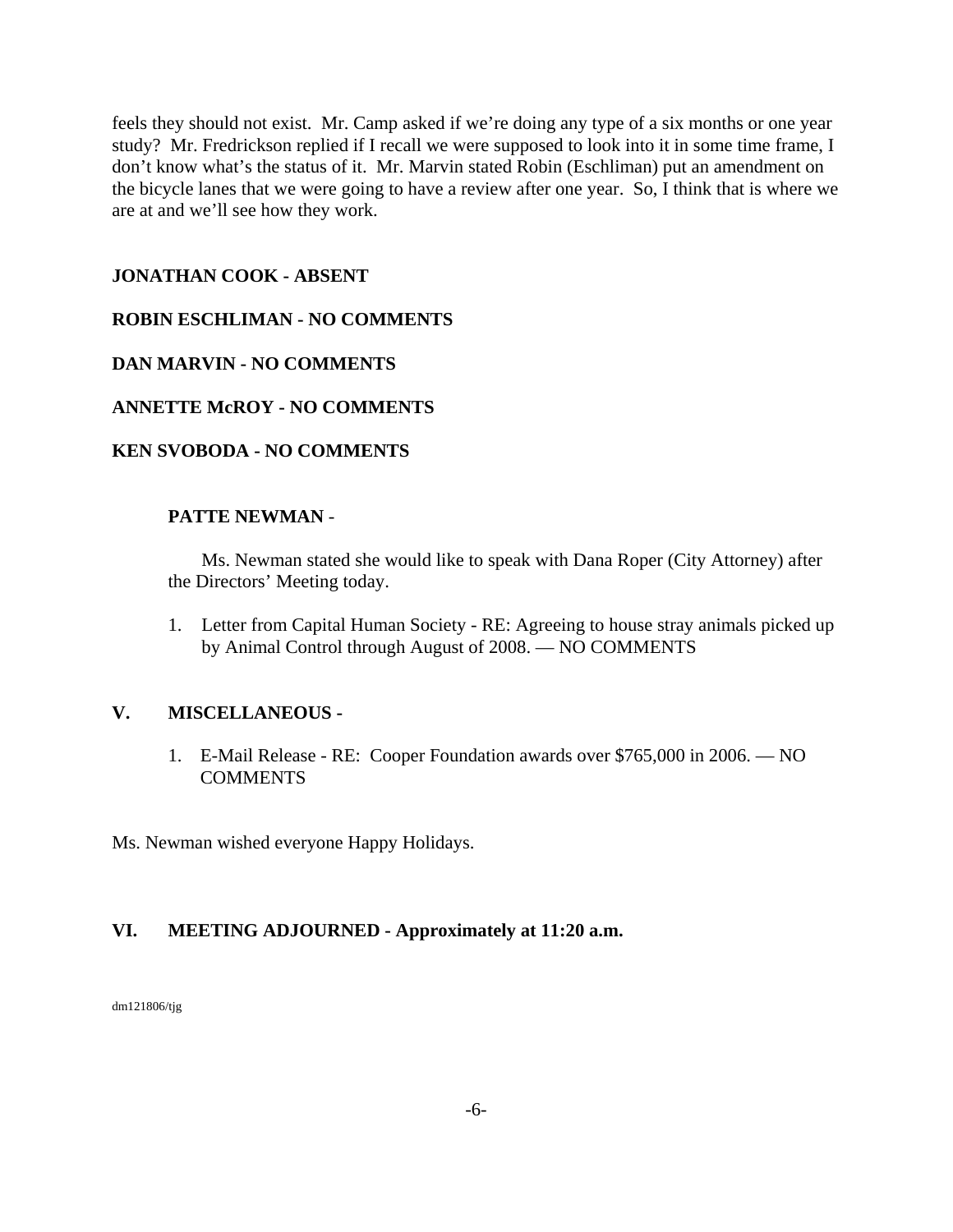feels they should not exist. Mr. Camp asked if we're doing any type of a six months or one year study? Mr. Fredrickson replied if I recall we were supposed to look into it in some time frame, I don't know what's the status of it. Mr. Marvin stated Robin (Eschliman) put an amendment on the bicycle lanes that we were going to have a review after one year. So, I think that is where we are at and we'll see how they work.

**JONATHAN COOK - ABSENT**

**ROBIN ESCHLIMAN - NO COMMENTS**

**DAN MARVIN - NO COMMENTS**

**ANNETTE McROY - NO COMMENTS**

**KEN SVOBODA - NO COMMENTS**

**PATTE NEWMAN** -

Ms. Newman stated she would like to speak with Dana Roper (City Attorney) after the Directors' Meeting today.

1. Letter from Capital Human Society - RE: Agreeing to house stray animals picked up by Animal Control through August of 2008. — NO COMMENTS

## V. MISCELLANEOUS -

1. E-Mail Release - RE: Cooper Foundation awards over $765,000 in 2006. — NO COMMENTS

Ms. Newman wished everyone Happy Holidays.

## VI. MEETING ADJOURNED - Approximately at 11:20 a.m.

dm121806/tjg